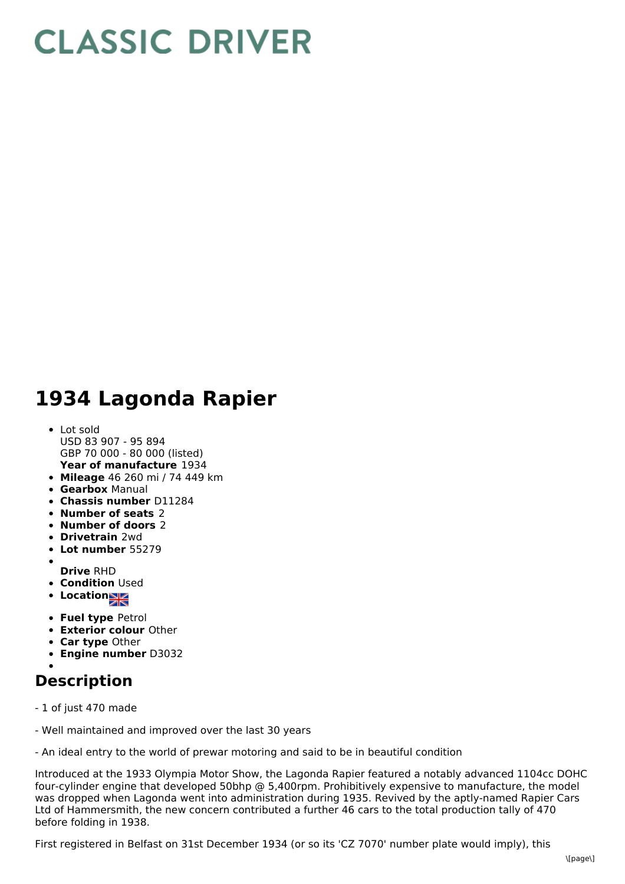# CLASSIC DRIVER

# 1934 Lagonda Rapier

- Lot sold
  USD 83 907 - 95 894
  GBP 70 000 - 80 000 (listed)
  **Year of manufacture** 1934
- **Mileage** 46 260 mi / 74 449 km
- **Gearbox** Manual
- **Chassis number** D11284
- **Number of seats** 2
- **Number of doors** 2
- **Drivetrain** 2wd
- **Lot number** 55279
- **Drive** RHD
- **Condition** Used
- **Location**
- **Fuel type** Petrol
- **Exterior colour** Other
- **Car type** Other
- **Engine number** D3032

## Description

- 1 of just 470 made

- Well maintained and improved over the last 30 years

- An ideal entry to the world of prewar motoring and said to be in beautiful condition

Introduced at the 1933 Olympia Motor Show, the Lagonda Rapier featured a notably advanced 1104cc DOHC four-cylinder engine that developed 50bhp @ 5,400rpm. Prohibitively expensive to manufacture, the model was dropped when Lagonda went into administration during 1935. Revived by the aptly-named Rapier Cars Ltd of Hammersmith, the new concern contributed a further 46 cars to the total production tally of 470 before folding in 1938.

First registered in Belfast on 31st December 1934 (or so its 'CZ 7070' number plate would imply), this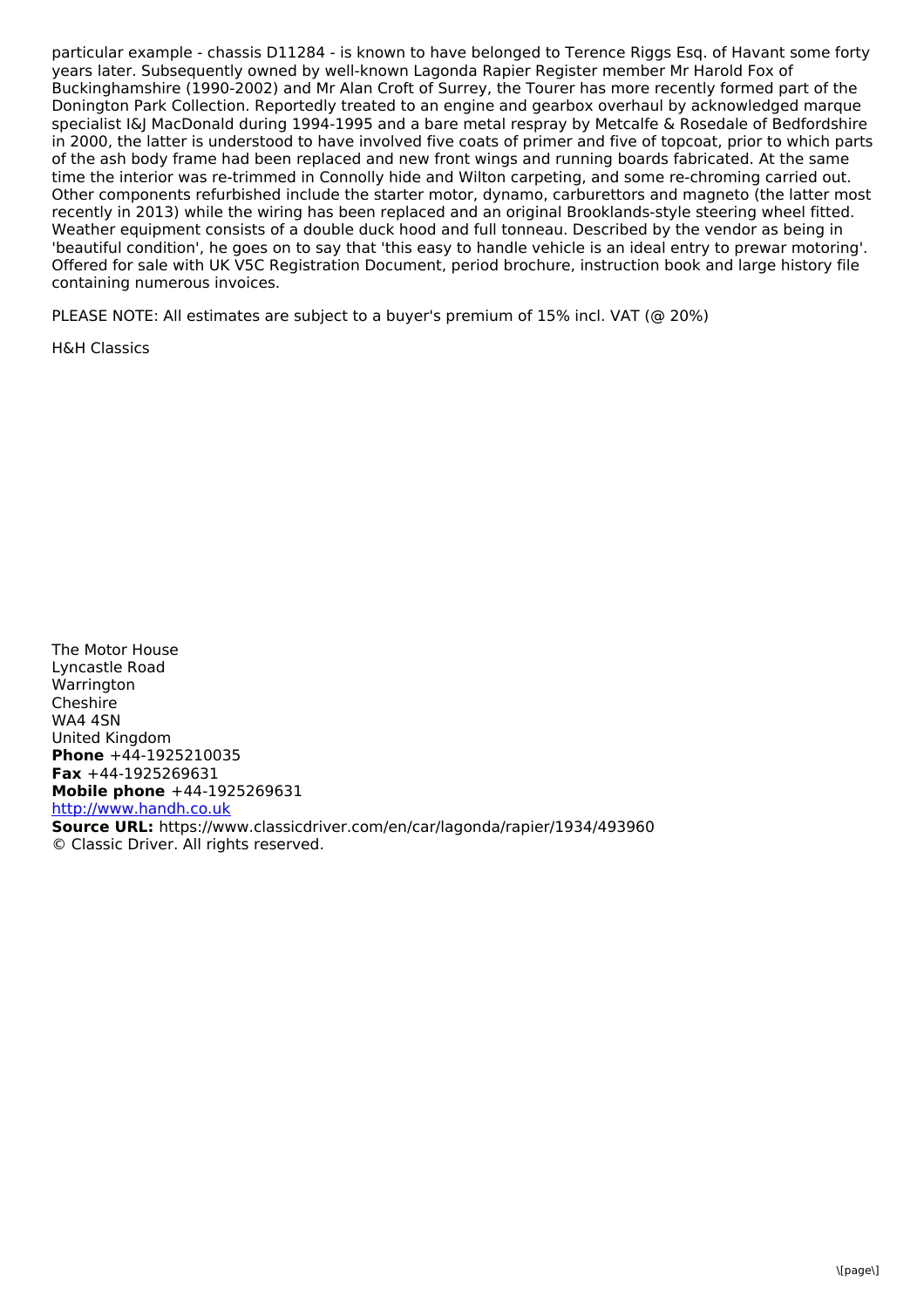particular example - chassis D11284 - is known to have belonged to Terence Riggs Esq. of Havant some forty years later. Subsequently owned by well-known Lagonda Rapier Register member Mr Harold Fox of Buckinghamshire (1990-2002) and Mr Alan Croft of Surrey, the Tourer has more recently formed part of the Donington Park Collection. Reportedly treated to an engine and gearbox overhaul by acknowledged marque specialist I&J MacDonald during 1994-1995 and a bare metal respray by Metcalfe & Rosedale of Bedfordshire in 2000, the latter is understood to have involved five coats of primer and five of topcoat, prior to which parts of the ash body frame had been replaced and new front wings and running boards fabricated. At the same time the interior was re-trimmed in Connolly hide and Wilton carpeting, and some re-chroming carried out. Other components refurbished include the starter motor, dynamo, carburettors and magneto (the latter most recently in 2013) while the wiring has been replaced and an original Brooklands-style steering wheel fitted. Weather equipment consists of a double duck hood and full tonneau. Described by the vendor as being in 'beautiful condition', he goes on to say that 'this easy to handle vehicle is an ideal entry to prewar motoring'. Offered for sale with UK V5C Registration Document, period brochure, instruction book and large history file containing numerous invoices.

PLEASE NOTE: All estimates are subject to a buyer's premium of 15% incl. VAT (@ 20%)

H&H Classics

The Motor House
Lyncastle Road
Warrington
Cheshire
WA4 4SN
United Kingdom
**Phone** +44-1925210035
**Fax** +44-1925269631
**Mobile phone** +44-1925269631
[http://www.handh.co.uk](http://www.handh.co.uk)
**Source URL:** https://www.classicdriver.com/en/car/lagonda/rapier/1934/493960
© Classic Driver. All rights reserved.